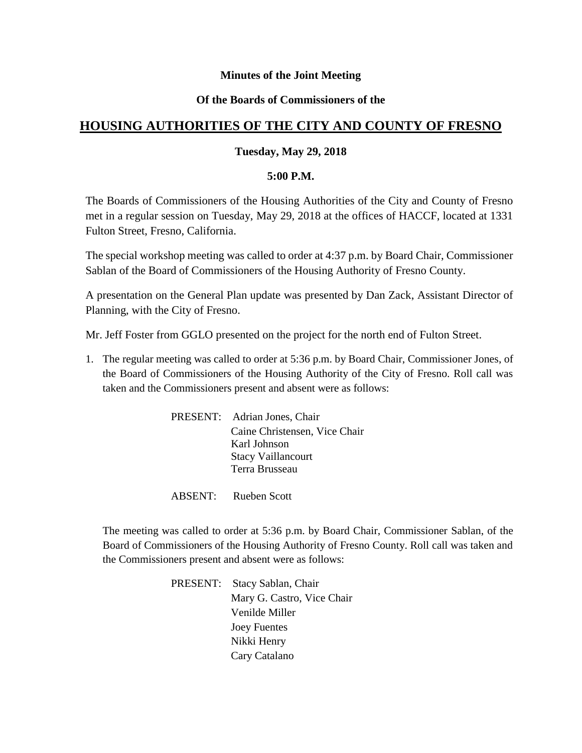**Minutes of the Joint Meeting**

**Of the Boards of Commissioners of the**

# HOUSING AUTHORITIES OF THE CITY AND COUNTY OF FRESNO

**Tuesday, May 29, 2018**

**5:00 P.M.**

The Boards of Commissioners of the Housing Authorities of the City and County of Fresno met in a regular session on Tuesday, May 29, 2018 at the offices of HACCF, located at 1331 Fulton Street, Fresno, California.

The special workshop meeting was called to order at 4:37 p.m. by Board Chair, Commissioner Sablan of the Board of Commissioners of the Housing Authority of Fresno County.

A presentation on the General Plan update was presented by Dan Zack, Assistant Director of Planning, with the City of Fresno.

Mr. Jeff Foster from GGLO presented on the project for the north end of Fulton Street.

1. The regular meeting was called to order at 5:36 p.m. by Board Chair, Commissioner Jones, of the Board of Commissioners of the Housing Authority of the City of Fresno. Roll call was taken and the Commissioners present and absent were as follows:

   PRESENT: Adrian Jones, Chair
   Caine Christensen, Vice Chair
   Karl Johnson
   Stacy Vaillancourt
   Terra Brusseau

   ABSENT: Rueben Scott

   The meeting was called to order at 5:36 p.m. by Board Chair, Commissioner Sablan, of the Board of Commissioners of the Housing Authority of Fresno County. Roll call was taken and the Commissioners present and absent were as follows:

   PRESENT: Stacy Sablan, Chair
   Mary G. Castro, Vice Chair
   Venilde Miller
   Joey Fuentes
   Nikki Henry
   Cary Catalano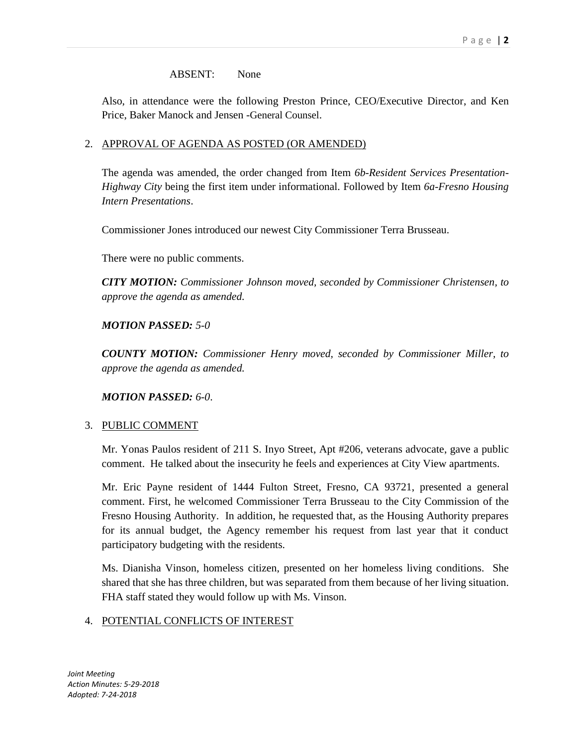ABSENT: None

Also, in attendance were the following Preston Prince, CEO/Executive Director, and Ken Price, Baker Manock and Jensen -General Counsel.

2. APPROVAL OF AGENDA AS POSTED (OR AMENDED)

   The agenda was amended, the order changed from Item *6b-Resident Services Presentation-Highway City* being the first item under informational. Followed by Item *6a-Fresno Housing Intern Presentations*.

   Commissioner Jones introduced our newest City Commissioner Terra Brusseau.

   There were no public comments.

   ***CITY MOTION:*** *Commissioner Johnson moved, seconded by Commissioner Christensen, to approve the agenda as amended.*

   ***MOTION PASSED:*** *5-0*

   ***COUNTY MOTION:*** *Commissioner Henry moved, seconded by Commissioner Miller, to approve the agenda as amended.*

   ***MOTION PASSED:*** *6-0.*

3. PUBLIC COMMENT

   Mr. Yonas Paulos resident of 211 S. Inyo Street, Apt #206, veterans advocate, gave a public comment. He talked about the insecurity he feels and experiences at City View apartments.

   Mr. Eric Payne resident of 1444 Fulton Street, Fresno, CA 93721, presented a general comment. First, he welcomed Commissioner Terra Brusseau to the City Commission of the Fresno Housing Authority. In addition, he requested that, as the Housing Authority prepares for its annual budget, the Agency remember his request from last year that it conduct participatory budgeting with the residents.

   Ms. Dianisha Vinson, homeless citizen, presented on her homeless living conditions. She shared that she has three children, but was separated from them because of her living situation. FHA staff stated they would follow up with Ms. Vinson.

4. POTENTIAL CONFLICTS OF INTEREST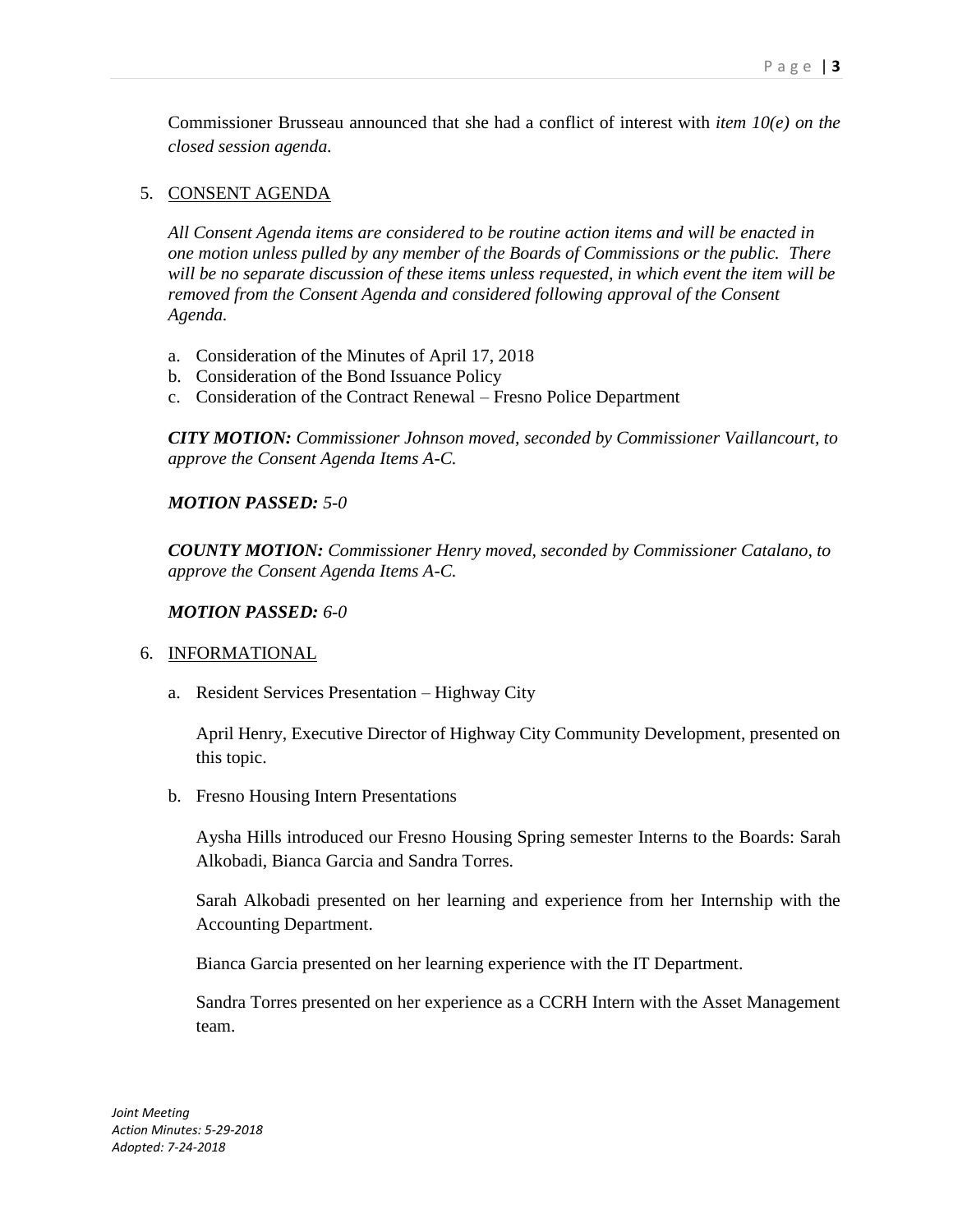Commissioner Brusseau announced that she had a conflict of interest with *item 10(e) on the closed session agenda.*

5. CONSENT AGENDA

   *All Consent Agenda items are considered to be routine action items and will be enacted in one motion unless pulled by any member of the Boards of Commissions or the public. There will be no separate discussion of these items unless requested, in which event the item will be removed from the Consent Agenda and considered following approval of the Consent Agenda.*

   a. Consideration of the Minutes of April 17, 2018
   b. Consideration of the Bond Issuance Policy
   c. Consideration of the Contract Renewal – Fresno Police Department

   ***CITY MOTION:*** *Commissioner Johnson moved, seconded by Commissioner Vaillancourt, to approve the Consent Agenda Items A-C.*

   ***MOTION PASSED:*** *5-0*

   ***COUNTY MOTION:*** *Commissioner Henry moved, seconded by Commissioner Catalano, to approve the Consent Agenda Items A-C.*

   ***MOTION PASSED:*** *6-0*

6. INFORMATIONAL

   a. Resident Services Presentation – Highway City

      April Henry, Executive Director of Highway City Community Development, presented on this topic.

   b. Fresno Housing Intern Presentations

      Aysha Hills introduced our Fresno Housing Spring semester Interns to the Boards: Sarah Alkobadi, Bianca Garcia and Sandra Torres.

      Sarah Alkobadi presented on her learning and experience from her Internship with the Accounting Department.

      Bianca Garcia presented on her learning experience with the IT Department.

      Sandra Torres presented on her experience as a CCRH Intern with the Asset Management team.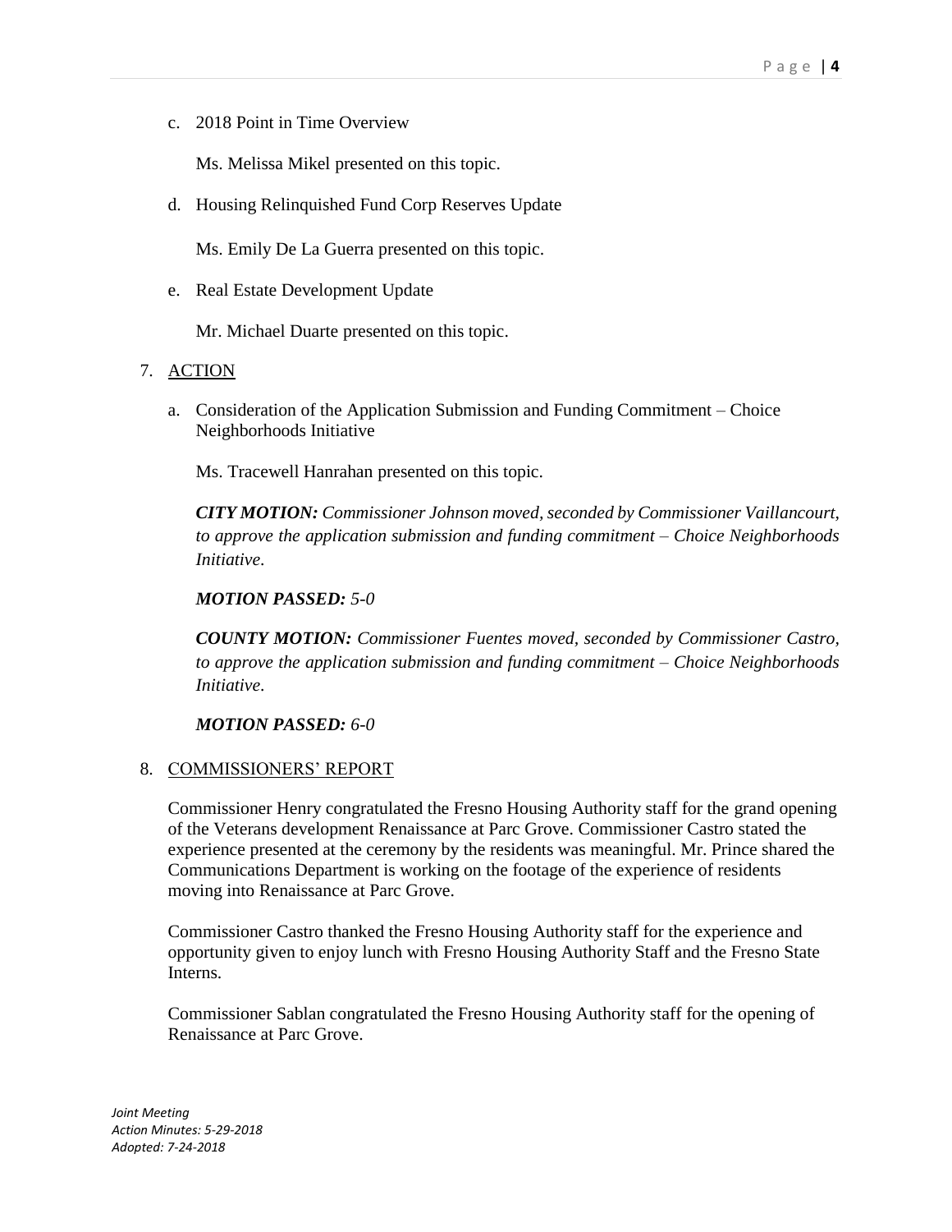c. 2018 Point in Time Overview

   Ms. Melissa Mikel presented on this topic.

d. Housing Relinquished Fund Corp Reserves Update

   Ms. Emily De La Guerra presented on this topic.

e. Real Estate Development Update

   Mr. Michael Duarte presented on this topic.

7. <u>ACTION</u>

   a. Consideration of the Application Submission and Funding Commitment – Choice Neighborhoods Initiative

      Ms. Tracewell Hanrahan presented on this topic.

      ***CITY MOTION:*** *Commissioner Johnson moved, seconded by Commissioner Vaillancourt, to approve the application submission and funding commitment – Choice Neighborhoods Initiative.*

      ***MOTION PASSED:*** *5-0*

      ***COUNTY MOTION:*** *Commissioner Fuentes moved, seconded by Commissioner Castro, to approve the application submission and funding commitment – Choice Neighborhoods Initiative.*

      ***MOTION PASSED:*** *6-0*

8. <u>COMMISSIONERS' REPORT</u>

   Commissioner Henry congratulated the Fresno Housing Authority staff for the grand opening of the Veterans development Renaissance at Parc Grove. Commissioner Castro stated the experience presented at the ceremony by the residents was meaningful. Mr. Prince shared the Communications Department is working on the footage of the experience of residents moving into Renaissance at Parc Grove.

   Commissioner Castro thanked the Fresno Housing Authority staff for the experience and opportunity given to enjoy lunch with Fresno Housing Authority Staff and the Fresno State Interns.

   Commissioner Sablan congratulated the Fresno Housing Authority staff for the opening of Renaissance at Parc Grove.

*Joint Meeting*
*Action Minutes: 5-29-2018*
*Adopted: 7-24-2018*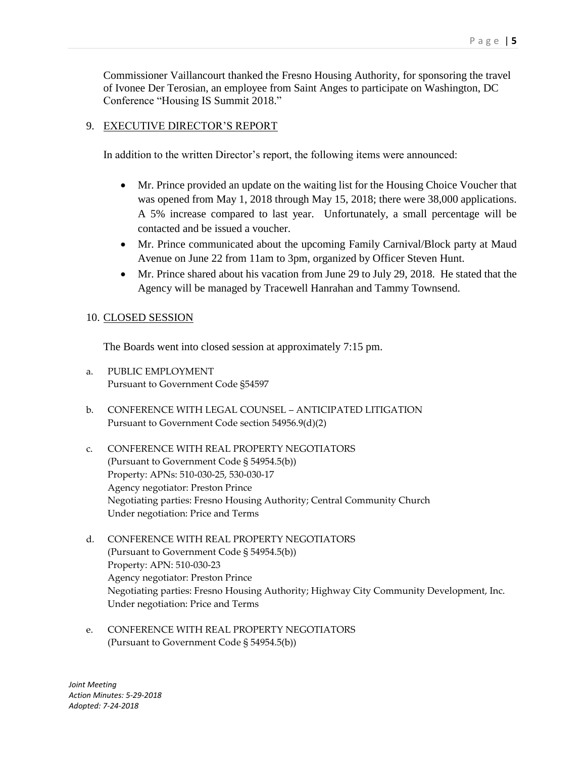Commissioner Vaillancourt thanked the Fresno Housing Authority, for sponsoring the travel of Ivonee Der Terosian, an employee from Saint Anges to participate on Washington, DC Conference "Housing IS Summit 2018."

9. EXECUTIVE DIRECTOR'S REPORT

In addition to the written Director's report, the following items were announced:

- Mr. Prince provided an update on the waiting list for the Housing Choice Voucher that was opened from May 1, 2018 through May 15, 2018; there were 38,000 applications. A 5% increase compared to last year. Unfortunately, a small percentage will be contacted and be issued a voucher.
- Mr. Prince communicated about the upcoming Family Carnival/Block party at Maud Avenue on June 22 from 11am to 3pm, organized by Officer Steven Hunt.
- Mr. Prince shared about his vacation from June 29 to July 29, 2018. He stated that the Agency will be managed by Tracewell Hanrahan and Tammy Townsend.

10. CLOSED SESSION

The Boards went into closed session at approximately 7:15 pm.

a. PUBLIC EMPLOYMENT
Pursuant to Government Code §54597

b. CONFERENCE WITH LEGAL COUNSEL – ANTICIPATED LITIGATION
Pursuant to Government Code section 54956.9(d)(2)

c. CONFERENCE WITH REAL PROPERTY NEGOTIATORS
(Pursuant to Government Code § 54954.5(b))
Property: APNs: 510-030-25, 530-030-17
Agency negotiator: Preston Prince
Negotiating parties: Fresno Housing Authority; Central Community Church
Under negotiation: Price and Terms

d. CONFERENCE WITH REAL PROPERTY NEGOTIATORS
(Pursuant to Government Code § 54954.5(b))
Property: APN: 510-030-23
Agency negotiator: Preston Prince
Negotiating parties: Fresno Housing Authority; Highway City Community Development, Inc.
Under negotiation: Price and Terms

e. CONFERENCE WITH REAL PROPERTY NEGOTIATORS
(Pursuant to Government Code § 54954.5(b))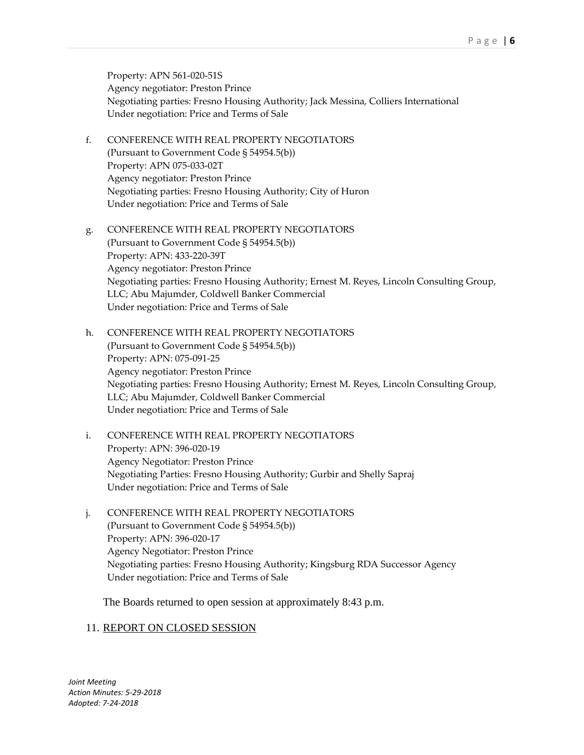Property: APN 561-020-51S
Agency negotiator: Preston Prince
Negotiating parties: Fresno Housing Authority; Jack Messina, Colliers International
Under negotiation: Price and Terms of Sale

f. CONFERENCE WITH REAL PROPERTY NEGOTIATORS
(Pursuant to Government Code § 54954.5(b))
Property: APN 075-033-02T
Agency negotiator: Preston Prince
Negotiating parties: Fresno Housing Authority; City of Huron
Under negotiation: Price and Terms of Sale

g. CONFERENCE WITH REAL PROPERTY NEGOTIATORS
(Pursuant to Government Code § 54954.5(b))
Property: APN: 433-220-39T
Agency negotiator: Preston Prince
Negotiating parties: Fresno Housing Authority; Ernest M. Reyes, Lincoln Consulting Group, LLC; Abu Majumder, Coldwell Banker Commercial
Under negotiation: Price and Terms of Sale

h. CONFERENCE WITH REAL PROPERTY NEGOTIATORS
(Pursuant to Government Code § 54954.5(b))
Property: APN: 075-091-25
Agency negotiator: Preston Prince
Negotiating parties: Fresno Housing Authority; Ernest M. Reyes, Lincoln Consulting Group, LLC; Abu Majumder, Coldwell Banker Commercial
Under negotiation: Price and Terms of Sale

i. CONFERENCE WITH REAL PROPERTY NEGOTIATORS
Property: APN: 396-020-19
Agency Negotiator: Preston Prince
Negotiating Parties: Fresno Housing Authority; Gurbir and Shelly Sapraj
Under negotiation: Price and Terms of Sale

j. CONFERENCE WITH REAL PROPERTY NEGOTIATORS
(Pursuant to Government Code § 54954.5(b))
Property: APN: 396-020-17
Agency Negotiator: Preston Prince
Negotiating parties: Fresno Housing Authority; Kingsburg RDA Successor Agency
Under negotiation: Price and Terms of Sale

The Boards returned to open session at approximately 8:43 p.m.

## 11. REPORT ON CLOSED SESSION

*Joint Meeting*
*Action Minutes: 5-29-2018*
*Adopted: 7-24-2018*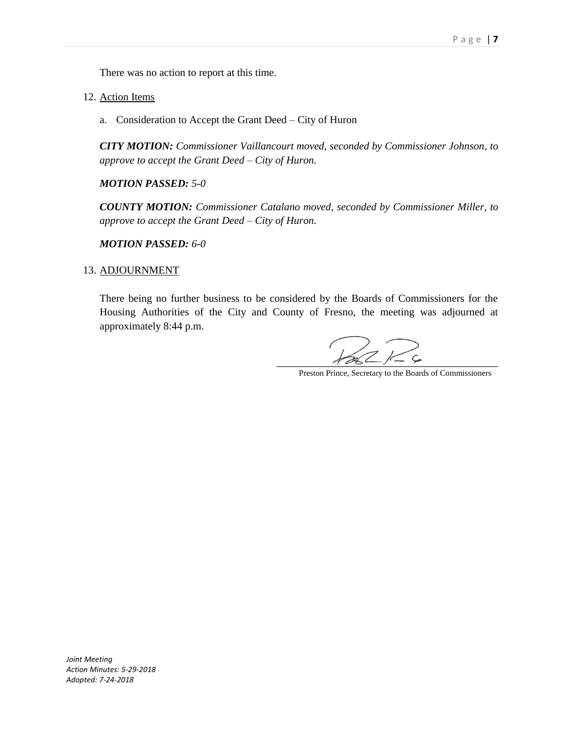There was no action to report at this time.

12. Action Items

    a. Consideration to Accept the Grant Deed – City of Huron

    ***CITY MOTION:*** *Commissioner Vaillancourt moved, seconded by Commissioner Johnson, to approve to accept the Grant Deed – City of Huron.*

    ***MOTION PASSED:*** *5-0*

    ***COUNTY MOTION:*** *Commissioner Catalano moved, seconded by Commissioner Miller, to approve to accept the Grant Deed – City of Huron.*

    ***MOTION PASSED:*** *6-0*

13. ADJOURNMENT

    There being no further business to be considered by the Boards of Commissioners for the Housing Authorities of the City and County of Fresno, the meeting was adjourned at approximately 8:44 p.m.

Preston Prince, Secretary to the Boards of Commissioners

*Joint Meeting*
*Action Minutes: 5-29-2018*
*Adopted: 7-24-2018*